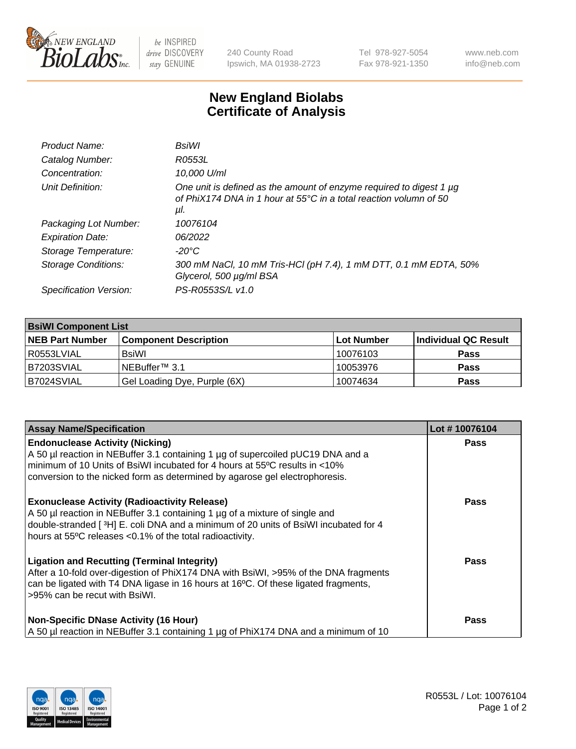# New England Biolabs
# Certificate of Analysis

| | |
|---|---|
| *Product Name:* | *BsiWI* |
| *Catalog Number:* | *R0553L* |
| *Concentration:* | *10,000 U/ml* |
| *Unit Definition:* | *One unit is defined as the amount of enzyme required to digest 1 µg of PhiX174 DNA in 1 hour at 55°C in a total reaction volumn of 50 µl.* |
| *Packaging Lot Number:* | *10076104* |
| *Expiration Date:* | *06/2022* |
| *Storage Temperature:* | *-20°C* |
| *Storage Conditions:* | *300 mM NaCl, 10 mM Tris-HCl (pH 7.4), 1 mM DTT, 0.1 mM EDTA, 50% Glycerol, 500 µg/ml BSA* |
| *Specification Version:* | *PS-R0553S/L v1.0* |

| **BsiWI Component List** | | | |
|---|---|---|---|
| **NEB Part Number** | **Component Description** | **Lot Number** | **Individual QC Result** |
| R0553LVIAL | BsiWI | 10076103 | **Pass** |
| B7203SVIAL | NEBuffer™ 3.1 | 10053976 | **Pass** |
| B7024SVIAL | Gel Loading Dye, Purple (6X) | 10074634 | **Pass** |

| **Assay Name/Specification** | **Lot # 10076104** |
|---|---|
| **Endonuclease Activity (Nicking)**<br>A 50 µl reaction in NEBuffer 3.1 containing 1 µg of supercoiled pUC19 DNA and a minimum of 10 Units of BsiWI incubated for 4 hours at 55ºC results in <10% conversion to the nicked form as determined by agarose gel electrophoresis. | **Pass** |
| **Exonuclease Activity (Radioactivity Release)**<br>A 50 µl reaction in NEBuffer 3.1 containing 1 µg of a mixture of single and double-stranded [ $^{3}$H] E. coli DNA and a minimum of 20 units of BsiWI incubated for 4 hours at 55ºC releases <0.1% of the total radioactivity. | **Pass** |
| **Ligation and Recutting (Terminal Integrity)**<br>After a 10-fold over-digestion of PhiX174 DNA with BsiWI, >95% of the DNA fragments can be ligated with T4 DNA ligase in 16 hours at 16ºC. Of these ligated fragments, >95% can be recut with BsiWI. | **Pass** |
| **Non-Specific DNase Activity (16 Hour)**<br>A 50 µl reaction in NEBuffer 3.1 containing 1 µg of PhiX174 DNA and a minimum of 10 | **Pass** |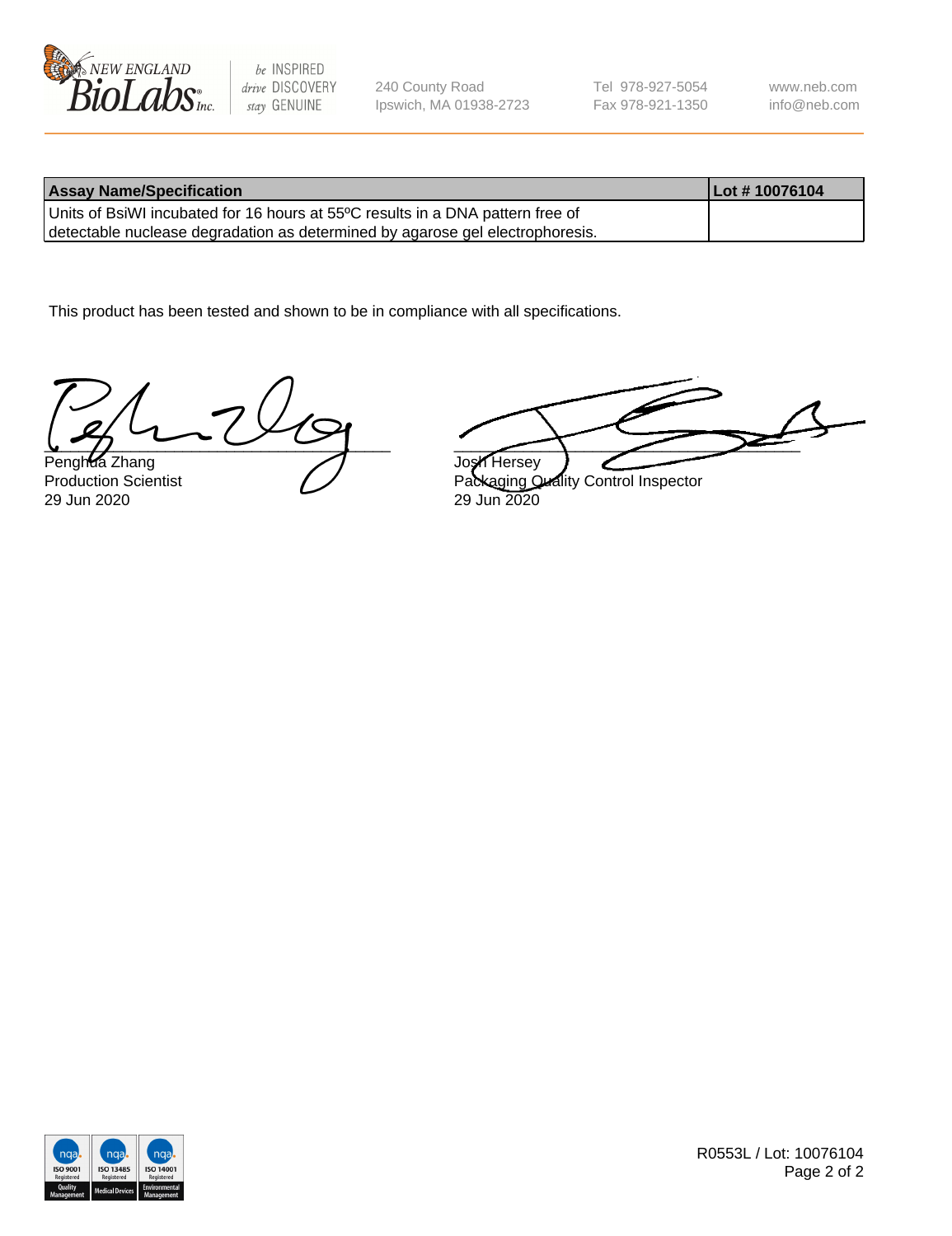| Assay Name/Specification | Lot # 10076104 |
|---|---|
| Units of BsiWI incubated for 16 hours at 55ºC results in a DNA pattern free of detectable nuclease degradation as determined by agarose gel electrophoresis. | |

This product has been tested and shown to be in compliance with all specifications.

Penghua Zhang
Production Scientist
29 Jun 2020

Josh Hersey
Packaging Quality Control Inspector
29 Jun 2020

R0553L / Lot: 10076104